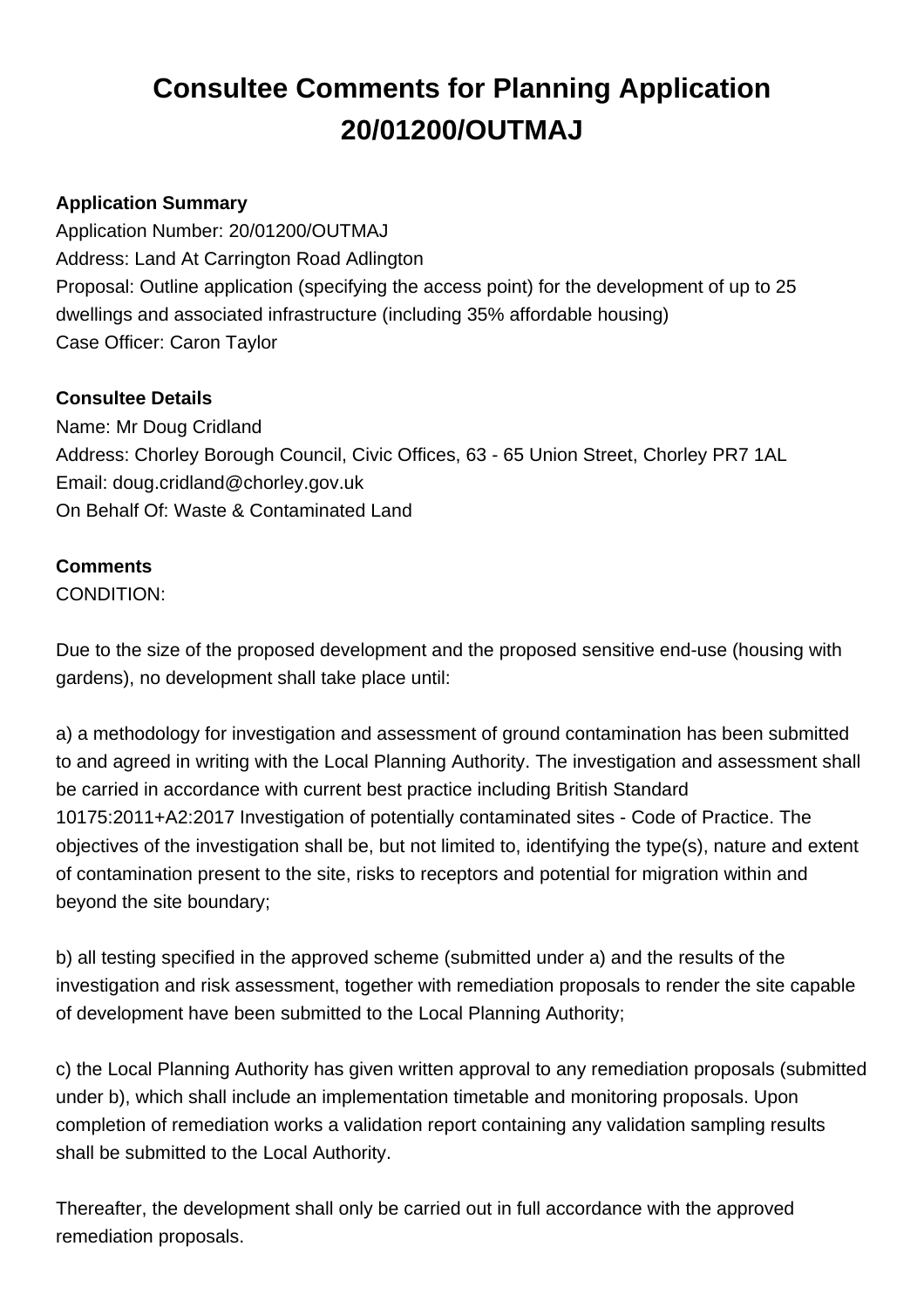# Consultee Comments for Planning Application 20/01200/OUTMAJ

**Application Summary**

Application Number: 20/01200/OUTMAJ
Address: Land At Carrington Road Adlington
Proposal: Outline application (specifying the access point) for the development of up to 25 dwellings and associated infrastructure (including 35% affordable housing)
Case Officer: Caron Taylor

**Consultee Details**

Name: Mr Doug Cridland
Address: Chorley Borough Council, Civic Offices, 63 - 65 Union Street, Chorley PR7 1AL
Email: doug.cridland@chorley.gov.uk
On Behalf Of: Waste & Contaminated Land

**Comments**

CONDITION:

Due to the size of the proposed development and the proposed sensitive end-use (housing with gardens), no development shall take place until:

a) a methodology for investigation and assessment of ground contamination has been submitted to and agreed in writing with the Local Planning Authority. The investigation and assessment shall be carried in accordance with current best practice including British Standard 10175:2011+A2:2017 Investigation of potentially contaminated sites - Code of Practice. The objectives of the investigation shall be, but not limited to, identifying the type(s), nature and extent of contamination present to the site, risks to receptors and potential for migration within and beyond the site boundary;

b) all testing specified in the approved scheme (submitted under a) and the results of the investigation and risk assessment, together with remediation proposals to render the site capable of development have been submitted to the Local Planning Authority;

c) the Local Planning Authority has given written approval to any remediation proposals (submitted under b), which shall include an implementation timetable and monitoring proposals. Upon completion of remediation works a validation report containing any validation sampling results shall be submitted to the Local Authority.

Thereafter, the development shall only be carried out in full accordance with the approved remediation proposals.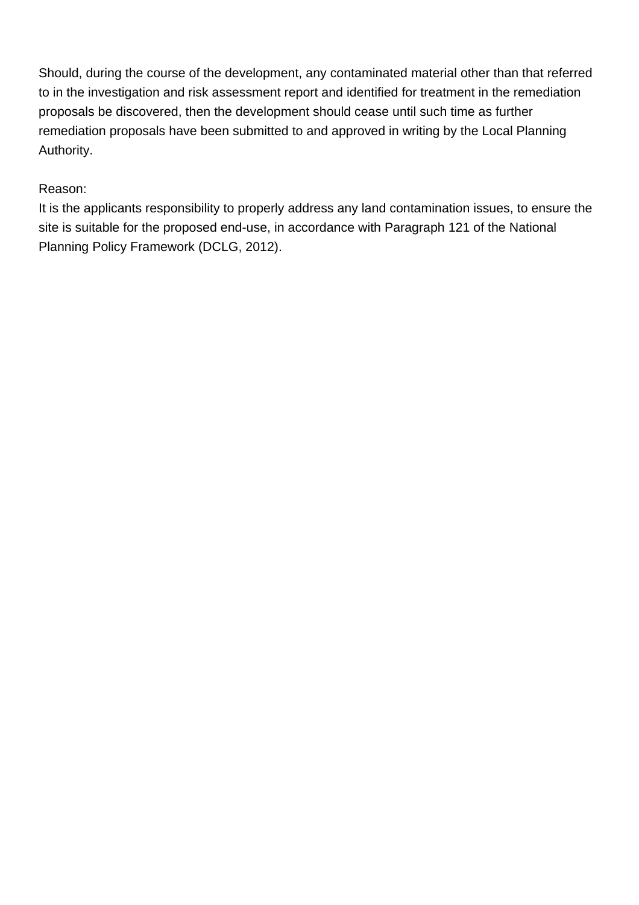Should, during the course of the development, any contaminated material other than that referred to in the investigation and risk assessment report and identified for treatment in the remediation proposals be discovered, then the development should cease until such time as further remediation proposals have been submitted to and approved in writing by the Local Planning Authority.

Reason:
It is the applicants responsibility to properly address any land contamination issues, to ensure the site is suitable for the proposed end-use, in accordance with Paragraph 121 of the National Planning Policy Framework (DCLG, 2012).